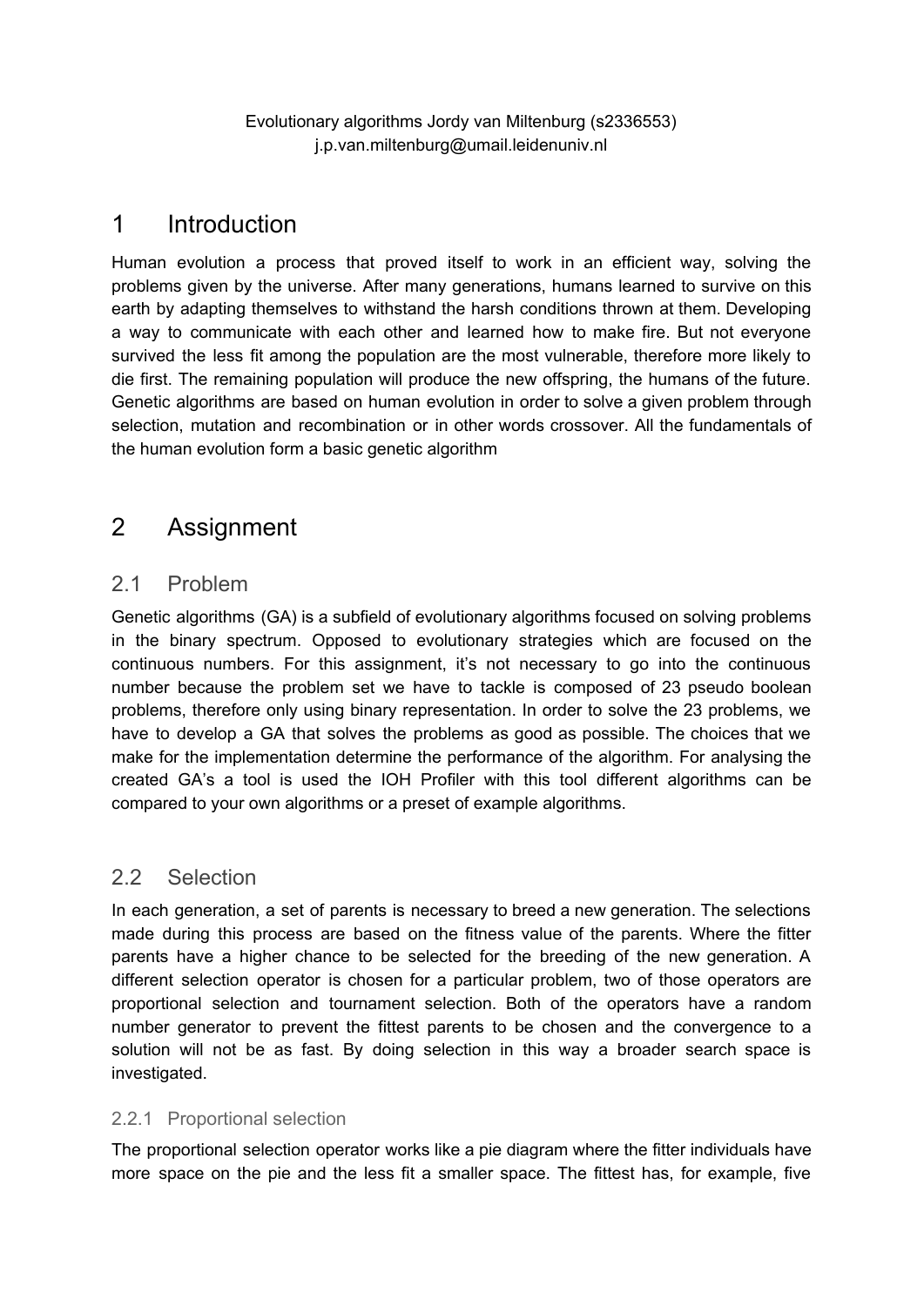Evolutionary algorithms Jordy van Miltenburg (s2336553)
j.p.van.miltenburg@umail.leidenuniv.nl

# 1 Introduction

Human evolution a process that proved itself to work in an efficient way, solving the problems given by the universe. After many generations, humans learned to survive on this earth by adapting themselves to withstand the harsh conditions thrown at them. Developing a way to communicate with each other and learned how to make fire. But not everyone survived the less fit among the population are the most vulnerable, therefore more likely to die first. The remaining population will produce the new offspring, the humans of the future. Genetic algorithms are based on human evolution in order to solve a given problem through selection, mutation and recombination or in other words crossover. All the fundamentals of the human evolution form a basic genetic algorithm

# 2 Assignment

## 2.1 Problem

Genetic algorithms (GA) is a subfield of evolutionary algorithms focused on solving problems in the binary spectrum. Opposed to evolutionary strategies which are focused on the continuous numbers. For this assignment, it's not necessary to go into the continuous number because the problem set we have to tackle is composed of 23 pseudo boolean problems, therefore only using binary representation. In order to solve the 23 problems, we have to develop a GA that solves the problems as good as possible. The choices that we make for the implementation determine the performance of the algorithm. For analysing the created GA's a tool is used the IOH Profiler with this tool different algorithms can be compared to your own algorithms or a preset of example algorithms.

## 2.2 Selection

In each generation, a set of parents is necessary to breed a new generation. The selections made during this process are based on the fitness value of the parents. Where the fitter parents have a higher chance to be selected for the breeding of the new generation. A different selection operator is chosen for a particular problem, two of those operators are proportional selection and tournament selection. Both of the operators have a random number generator to prevent the fittest parents to be chosen and the convergence to a solution will not be as fast. By doing selection in this way a broader search space is investigated.

### 2.2.1 Proportional selection

The proportional selection operator works like a pie diagram where the fitter individuals have more space on the pie and the less fit a smaller space. The fittest has, for example, five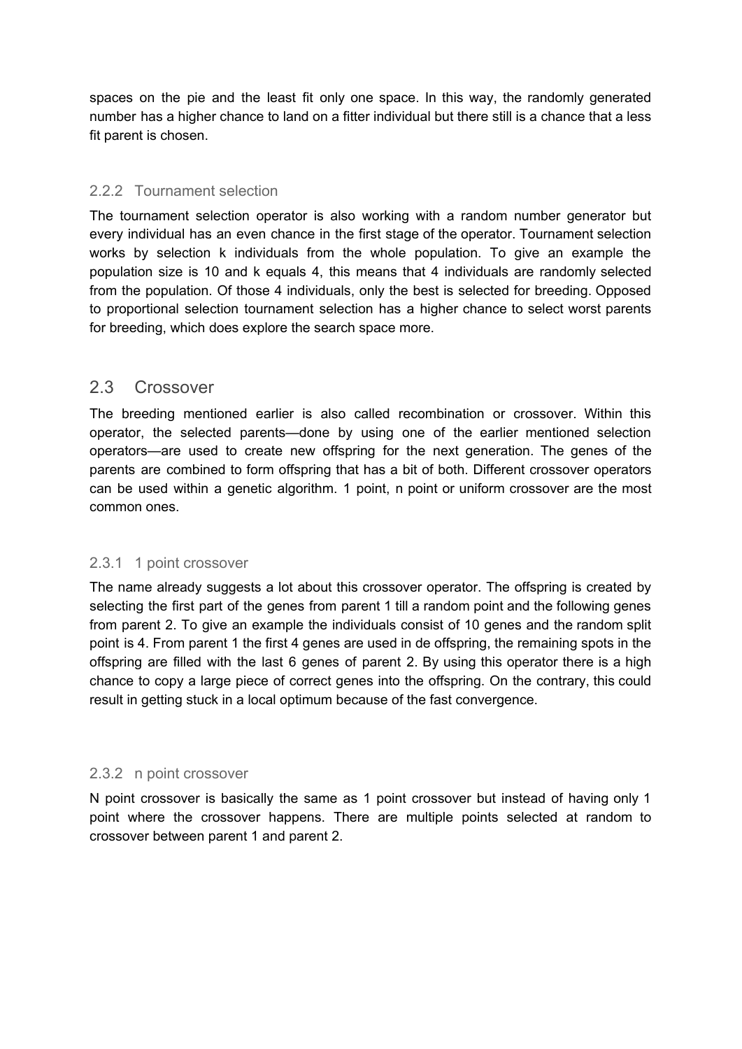spaces on the pie and the least fit only one space. In this way, the randomly generated number has a higher chance to land on a fitter individual but there still is a chance that a less fit parent is chosen.

### 2.2.2 Tournament selection

The tournament selection operator is also working with a random number generator but every individual has an even chance in the first stage of the operator. Tournament selection works by selection k individuals from the whole population. To give an example the population size is 10 and k equals 4, this means that 4 individuals are randomly selected from the population. Of those 4 individuals, only the best is selected for breeding. Opposed to proportional selection tournament selection has a higher chance to select worst parents for breeding, which does explore the search space more.

## 2.3 Crossover

The breeding mentioned earlier is also called recombination or crossover. Within this operator, the selected parents—done by using one of the earlier mentioned selection operators—are used to create new offspring for the next generation. The genes of the parents are combined to form offspring that has a bit of both. Different crossover operators can be used within a genetic algorithm. 1 point, n point or uniform crossover are the most common ones.

### 2.3.1 1 point crossover

The name already suggests a lot about this crossover operator. The offspring is created by selecting the first part of the genes from parent 1 till a random point and the following genes from parent 2. To give an example the individuals consist of 10 genes and the random split point is 4. From parent 1 the first 4 genes are used in de offspring, the remaining spots in the offspring are filled with the last 6 genes of parent 2. By using this operator there is a high chance to copy a large piece of correct genes into the offspring. On the contrary, this could result in getting stuck in a local optimum because of the fast convergence.

### 2.3.2 n point crossover

N point crossover is basically the same as 1 point crossover but instead of having only 1 point where the crossover happens. There are multiple points selected at random to crossover between parent 1 and parent 2.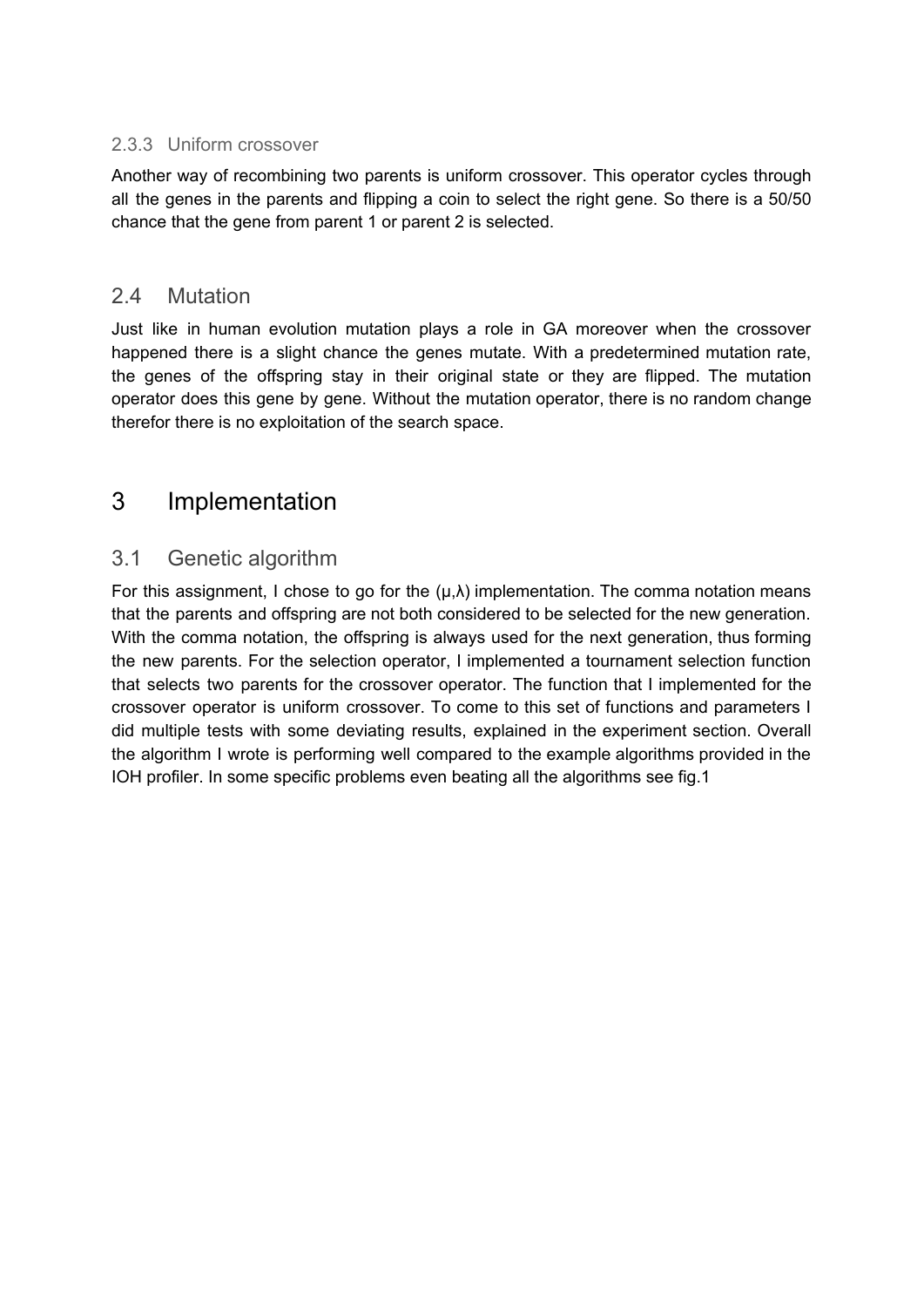### 2.3.3 Uniform crossover

Another way of recombining two parents is uniform crossover. This operator cycles through all the genes in the parents and flipping a coin to select the right gene. So there is a 50/50 chance that the gene from parent 1 or parent 2 is selected.

## 2.4 Mutation

Just like in human evolution mutation plays a role in GA moreover when the crossover happened there is a slight chance the genes mutate. With a predetermined mutation rate, the genes of the offspring stay in their original state or they are flipped. The mutation operator does this gene by gene. Without the mutation operator, there is no random change therefor there is no exploitation of the search space.

# 3 Implementation

## 3.1 Genetic algorithm

For this assignment, I chose to go for the $(\mu,\lambda)$ implementation. The comma notation means that the parents and offspring are not both considered to be selected for the new generation. With the comma notation, the offspring is always used for the next generation, thus forming the new parents. For the selection operator, I implemented a tournament selection function that selects two parents for the crossover operator. The function that I implemented for the crossover operator is uniform crossover. To come to this set of functions and parameters I did multiple tests with some deviating results, explained in the experiment section. Overall the algorithm I wrote is performing well compared to the example algorithms provided in the IOH profiler. In some specific problems even beating all the algorithms see fig.1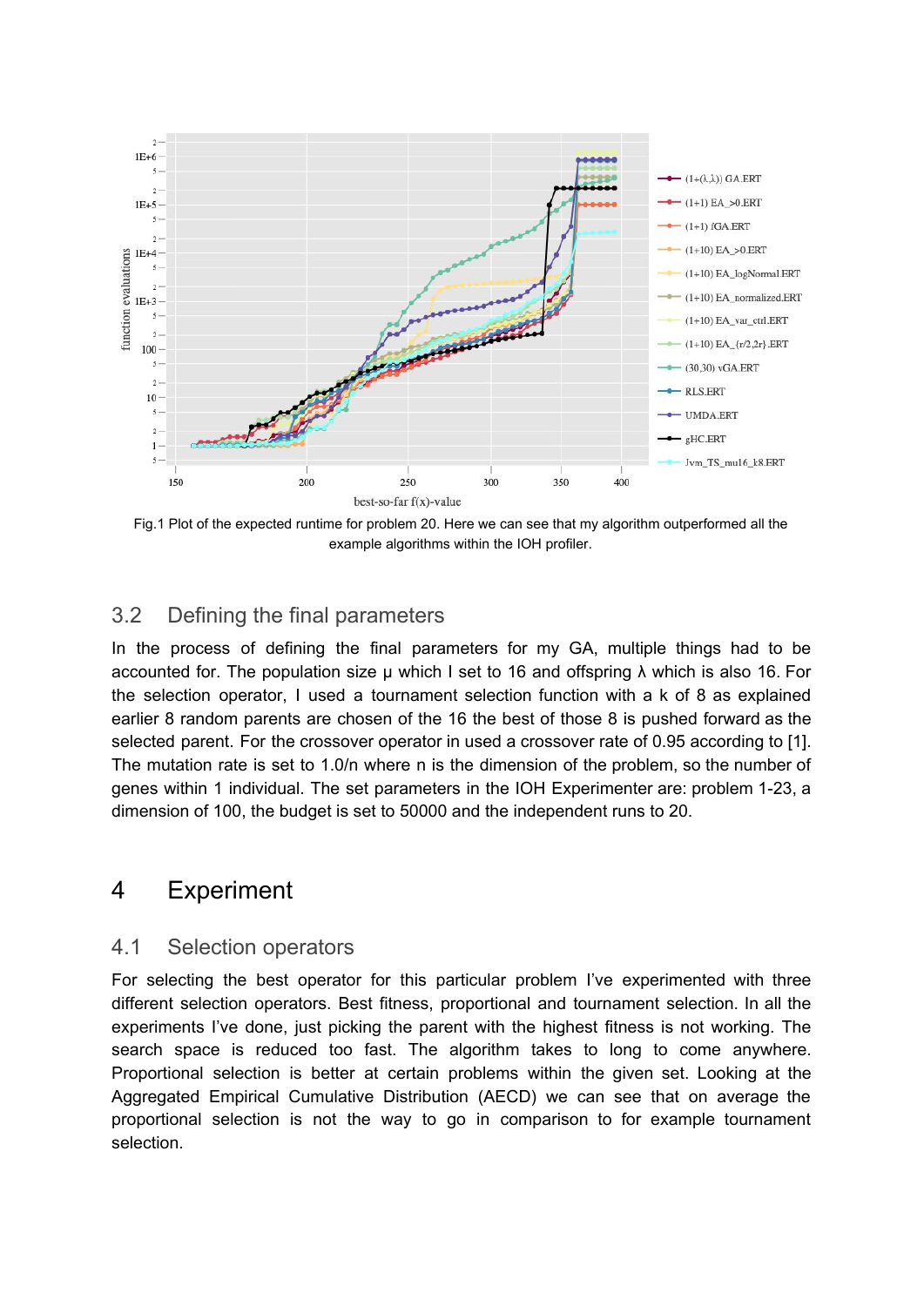Fig.1 Plot of the expected runtime for problem 20. Here we can see that my algorithm outperformed all the example algorithms within the IOH profiler.

### 3.2 Defining the final parameters

In the process of defining the final parameters for my GA, multiple things had to be accounted for. The population size μ which I set to 16 and offspring λ which is also 16. For the selection operator, I used a tournament selection function with a k of 8 as explained earlier 8 random parents are chosen of the 16 the best of those 8 is pushed forward as the selected parent. For the crossover operator in used a crossover rate of 0.95 according to [1]. The mutation rate is set to 1.0/n where n is the dimension of the problem, so the number of genes within 1 individual. The set parameters in the IOH Experimenter are: problem 1-23, a dimension of 100, the budget is set to 50000 and the independent runs to 20.

## 4 Experiment

### 4.1 Selection operators

For selecting the best operator for this particular problem I've experimented with three different selection operators. Best fitness, proportional and tournament selection. In all the experiments I've done, just picking the parent with the highest fitness is not working. The search space is reduced too fast. The algorithm takes to long to come anywhere. Proportional selection is better at certain problems within the given set. Looking at the Aggregated Empirical Cumulative Distribution (AECD) we can see that on average the proportional selection is not the way to go in comparison to for example tournament selection.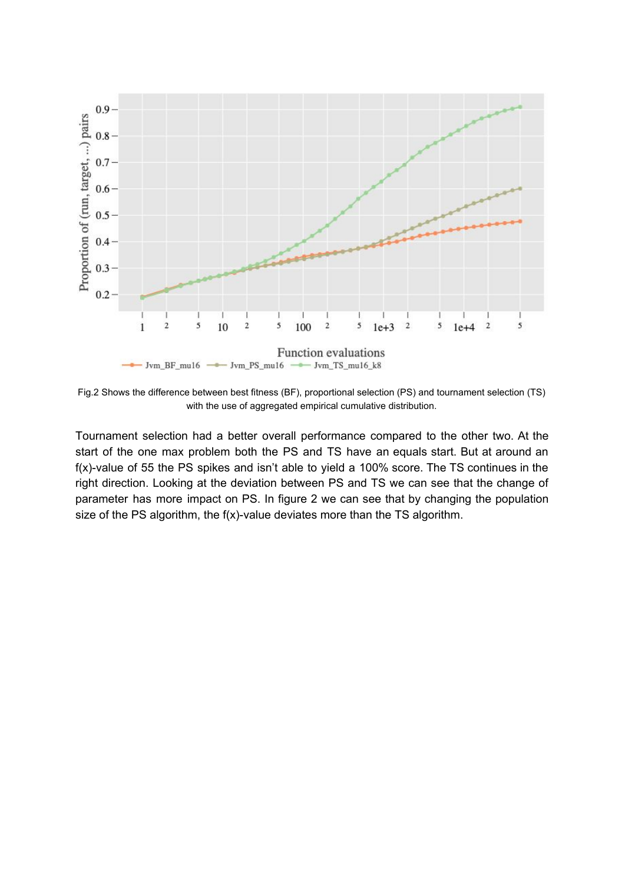Fig.2 Shows the difference between best fitness (BF), proportional selection (PS) and tournament selection (TS) with the use of aggregated empirical cumulative distribution.

Tournament selection had a better overall performance compared to the other two. At the start of the one max problem both the PS and TS have an equals start. But at around an f(x)-value of 55 the PS spikes and isn't able to yield a 100% score. The TS continues in the right direction. Looking at the deviation between PS and TS we can see that the change of parameter has more impact on PS. In figure 2 we can see that by changing the population size of the PS algorithm, the f(x)-value deviates more than the TS algorithm.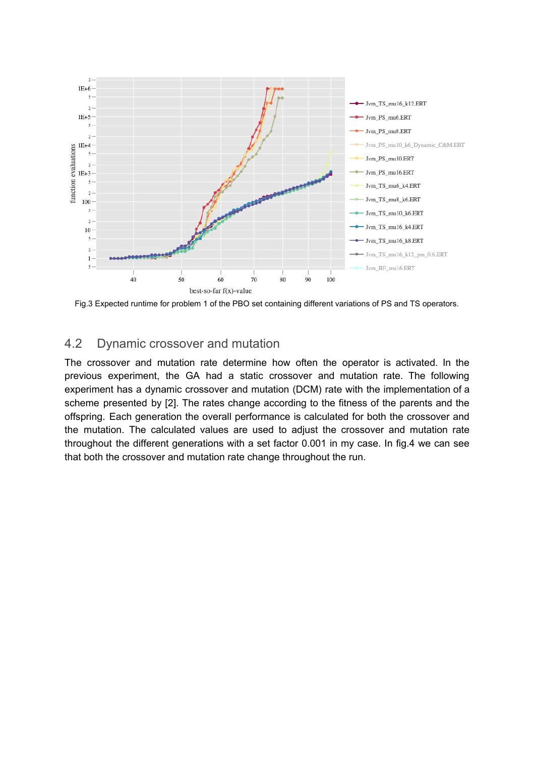Fig.3 Expected runtime for problem 1 of the PBO set containing different variations of PS and TS operators.

## 4.2 Dynamic crossover and mutation

The crossover and mutation rate determine how often the operator is activated. In the previous experiment, the GA had a static crossover and mutation rate. The following experiment has a dynamic crossover and mutation (DCM) rate with the implementation of a scheme presented by [2]. The rates change according to the fitness of the parents and the offspring. Each generation the overall performance is calculated for both the crossover and the mutation. The calculated values are used to adjust the crossover and mutation rate throughout the different generations with a set factor 0.001 in my case. In fig.4 we can see that both the crossover and mutation rate change throughout the run.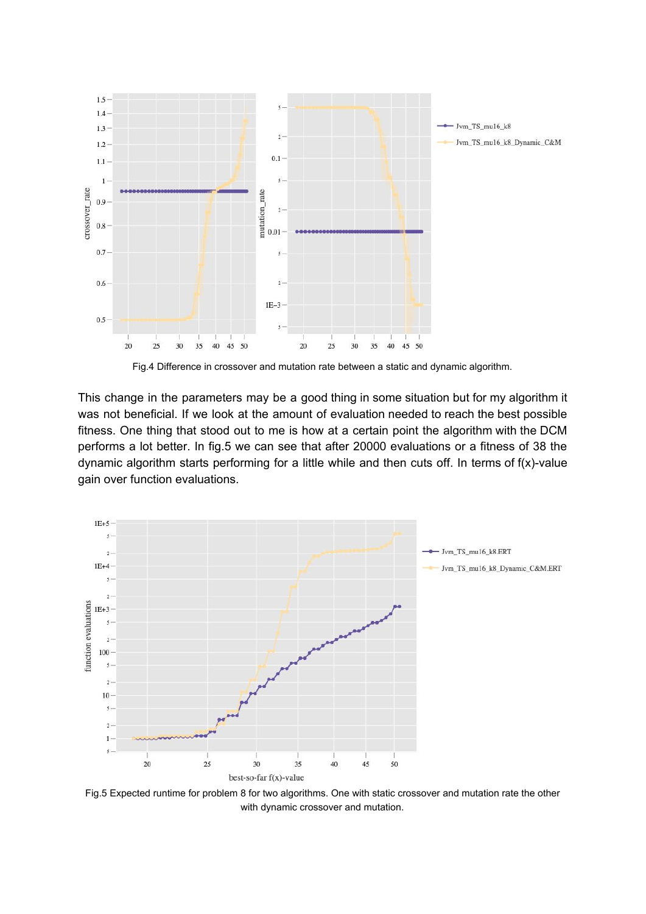Fig.4 Difference in crossover and mutation rate between a static and dynamic algorithm.

This change in the parameters may be a good thing in some situation but for my algorithm it was not beneficial. If we look at the amount of evaluation needed to reach the best possible fitness. One thing that stood out to me is how at a certain point the algorithm with the DCM performs a lot better. In fig.5 we can see that after 20000 evaluations or a fitness of 38 the dynamic algorithm starts performing for a little while and then cuts off. In terms of f(x)-value gain over function evaluations.

Fig.5 Expected runtime for problem 8 for two algorithms. One with static crossover and mutation rate the other with dynamic crossover and mutation.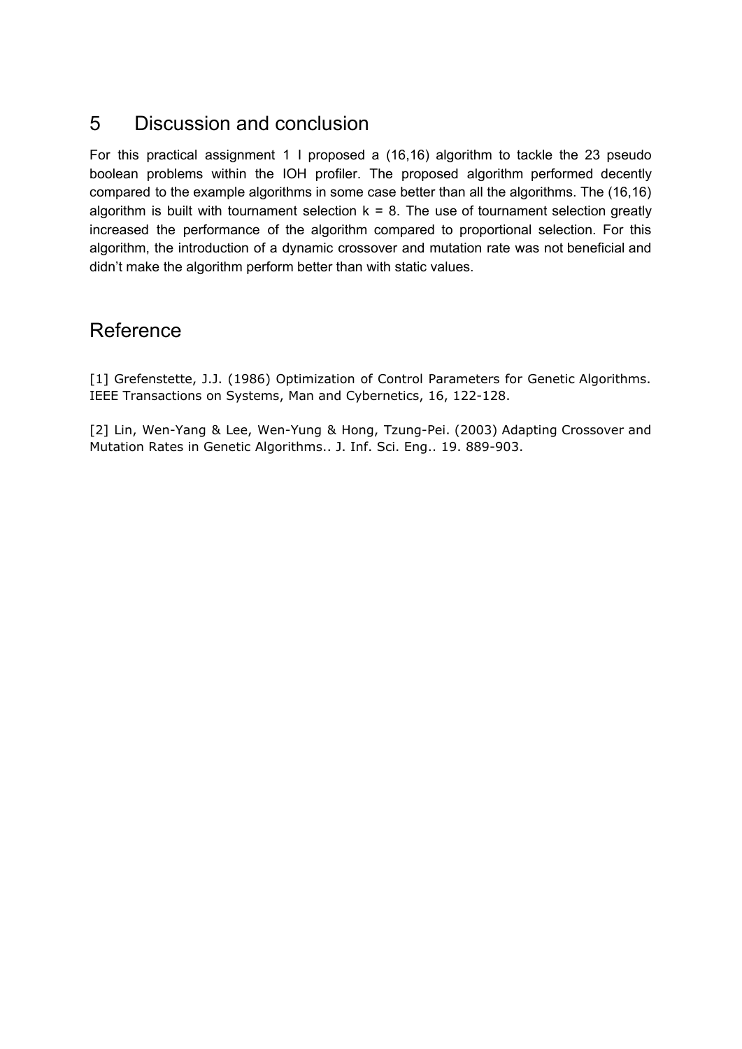## 5 Discussion and conclusion

For this practical assignment 1 I proposed a (16,16) algorithm to tackle the 23 pseudo boolean problems within the IOH profiler. The proposed algorithm performed decently compared to the example algorithms in some case better than all the algorithms. The (16,16) algorithm is built with tournament selection k = 8. The use of tournament selection greatly increased the performance of the algorithm compared to proportional selection. For this algorithm, the introduction of a dynamic crossover and mutation rate was not beneficial and didn't make the algorithm perform better than with static values.

## Reference

[1] Grefenstette, J.J. (1986) Optimization of Control Parameters for Genetic Algorithms. IEEE Transactions on Systems, Man and Cybernetics, 16, 122-128.

[2] Lin, Wen-Yang & Lee, Wen-Yung & Hong, Tzung-Pei. (2003) Adapting Crossover and Mutation Rates in Genetic Algorithms.. J. Inf. Sci. Eng.. 19. 889-903.